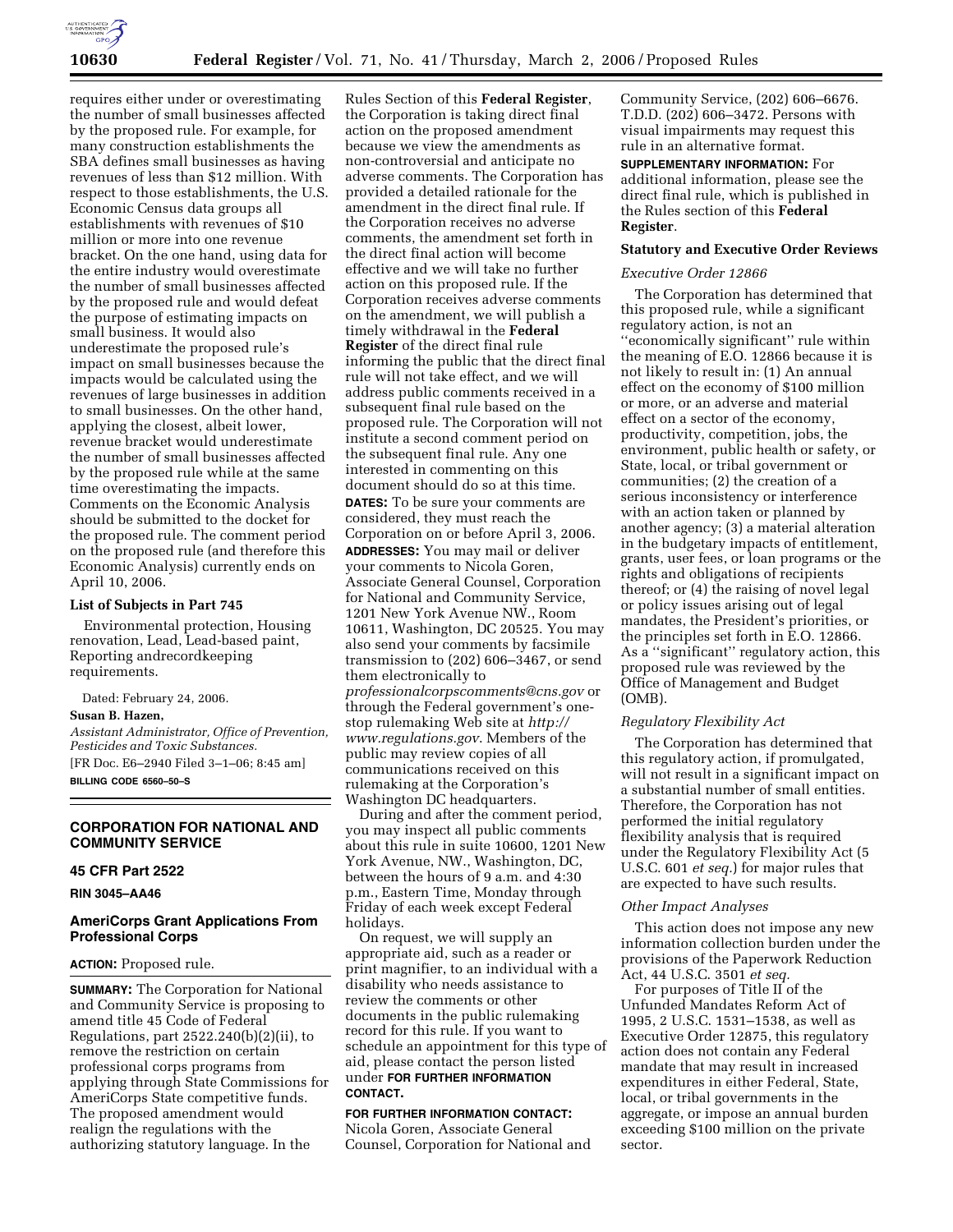requires either under or overestimating the number of small businesses affected by the proposed rule. For example, for many construction establishments the SBA defines small businesses as having revenues of less than $12 million. With respect to those establishments, the U.S. Economic Census data groups all establishments with revenues of $10 million or more into one revenue bracket. On the one hand, using data for the entire industry would overestimate the number of small businesses affected by the proposed rule and would defeat the purpose of estimating impacts on small business. It would also underestimate the proposed rule's impact on small businesses because the impacts would be calculated using the revenues of large businesses in addition to small businesses. On the other hand, applying the closest, albeit lower, revenue bracket would underestimate the number of small businesses affected by the proposed rule while at the same time overestimating the impacts. Comments on the Economic Analysis should be submitted to the docket for the proposed rule. The comment period on the proposed rule (and therefore this Economic Analysis) currently ends on April 10, 2006.

### List of Subjects in Part 745

Environmental protection, Housing renovation, Lead, Lead-based paint, Reporting andrecordkeeping requirements.

Dated: February 24, 2006.

**Susan B. Hazen,**

*Assistant Administrator, Office of Prevention, Pesticides and Toxic Substances.*

[FR Doc. E6–2940 Filed 3–1–06; 8:45 am]

**BILLING CODE 6560–50–S**

## CORPORATION FOR NATIONAL AND COMMUNITY SERVICE

### 45 CFR Part 2522

### RIN 3045–AA46

## AmeriCorps Grant Applications From Professional Corps

**ACTION:** Proposed rule.

**SUMMARY:** The Corporation for National and Community Service is proposing to amend title 45 Code of Federal Regulations, part 2522.240(b)(2)(ii), to remove the restriction on certain professional corps programs from applying through State Commissions for AmeriCorps State competitive funds. The proposed amendment would realign the regulations with the authorizing statutory language. In the Rules Section of this **Federal Register**, the Corporation is taking direct final action on the proposed amendment because we view the amendments as non-controversial and anticipate no adverse comments. The Corporation has provided a detailed rationale for the amendment in the direct final rule. If the Corporation receives no adverse comments, the amendment set forth in the direct final action will become effective and we will take no further action on this proposed rule. If the Corporation receives adverse comments on the amendment, we will publish a timely withdrawal in the **Federal Register** of the direct final rule informing the public that the direct final rule will not take effect, and we will address public comments received in a subsequent final rule based on the proposed rule. The Corporation will not institute a second comment period on the subsequent final rule. Any one interested in commenting on this document should do so at this time.

**DATES:** To be sure your comments are considered, they must reach the Corporation on or before April 3, 2006.

**ADDRESSES:** You may mail or deliver your comments to Nicola Goren, Associate General Counsel, Corporation for National and Community Service, 1201 New York Avenue NW., Room 10611, Washington, DC 20525. You may also send your comments by facsimile transmission to (202) 606–3467, or send them electronically to *professionalcorpscomments@cns.gov* or through the Federal government's one-stop rulemaking Web site at *http://www.regulations.gov*. Members of the public may review copies of all communications received on this rulemaking at the Corporation's Washington DC headquarters.

During and after the comment period, you may inspect all public comments about this rule in suite 10600, 1201 New York Avenue, NW., Washington, DC, between the hours of 9 a.m. and 4:30 p.m., Eastern Time, Monday through Friday of each week except Federal holidays.

On request, we will supply an appropriate aid, such as a reader or print magnifier, to an individual with a disability who needs assistance to review the comments or other documents in the public rulemaking record for this rule. If you want to schedule an appointment for this type of aid, please contact the person listed under **FOR FURTHER INFORMATION CONTACT.**

**FOR FURTHER INFORMATION CONTACT:** Nicola Goren, Associate General Counsel, Corporation for National and Community Service, (202) 606–6676. T.D.D. (202) 606–3472. Persons with visual impairments may request this rule in an alternative format.

**SUPPLEMENTARY INFORMATION:** For additional information, please see the direct final rule, which is published in the Rules section of this **Federal Register**.

### Statutory and Executive Order Reviews

*Executive Order 12866*

The Corporation has determined that this proposed rule, while a significant regulatory action, is not an "economically significant" rule within the meaning of E.O. 12866 because it is not likely to result in: (1) An annual effect on the economy of $100 million or more, or an adverse and material effect on a sector of the economy, productivity, competition, jobs, the environment, public health or safety, or State, local, or tribal government or communities; (2) the creation of a serious inconsistency or interference with an action taken or planned by another agency; (3) a material alteration in the budgetary impacts of entitlement, grants, user fees, or loan programs or the rights and obligations of recipients thereof; or (4) the raising of novel legal or policy issues arising out of legal mandates, the President's priorities, or the principles set forth in E.O. 12866. As a "significant" regulatory action, this proposed rule was reviewed by the Office of Management and Budget (OMB).

*Regulatory Flexibility Act*

The Corporation has determined that this regulatory action, if promulgated, will not result in a significant impact on a substantial number of small entities. Therefore, the Corporation has not performed the initial regulatory flexibility analysis that is required under the Regulatory Flexibility Act (5 U.S.C. 601 *et seq.*) for major rules that are expected to have such results.

*Other Impact Analyses*

This action does not impose any new information collection burden under the provisions of the Paperwork Reduction Act, 44 U.S.C. 3501 *et seq.*

For purposes of Title II of the Unfunded Mandates Reform Act of 1995, 2 U.S.C. 1531–1538, as well as Executive Order 12875, this regulatory action does not contain any Federal mandate that may result in increased expenditures in either Federal, State, local, or tribal governments in the aggregate, or impose an annual burden exceeding $100 million on the private sector.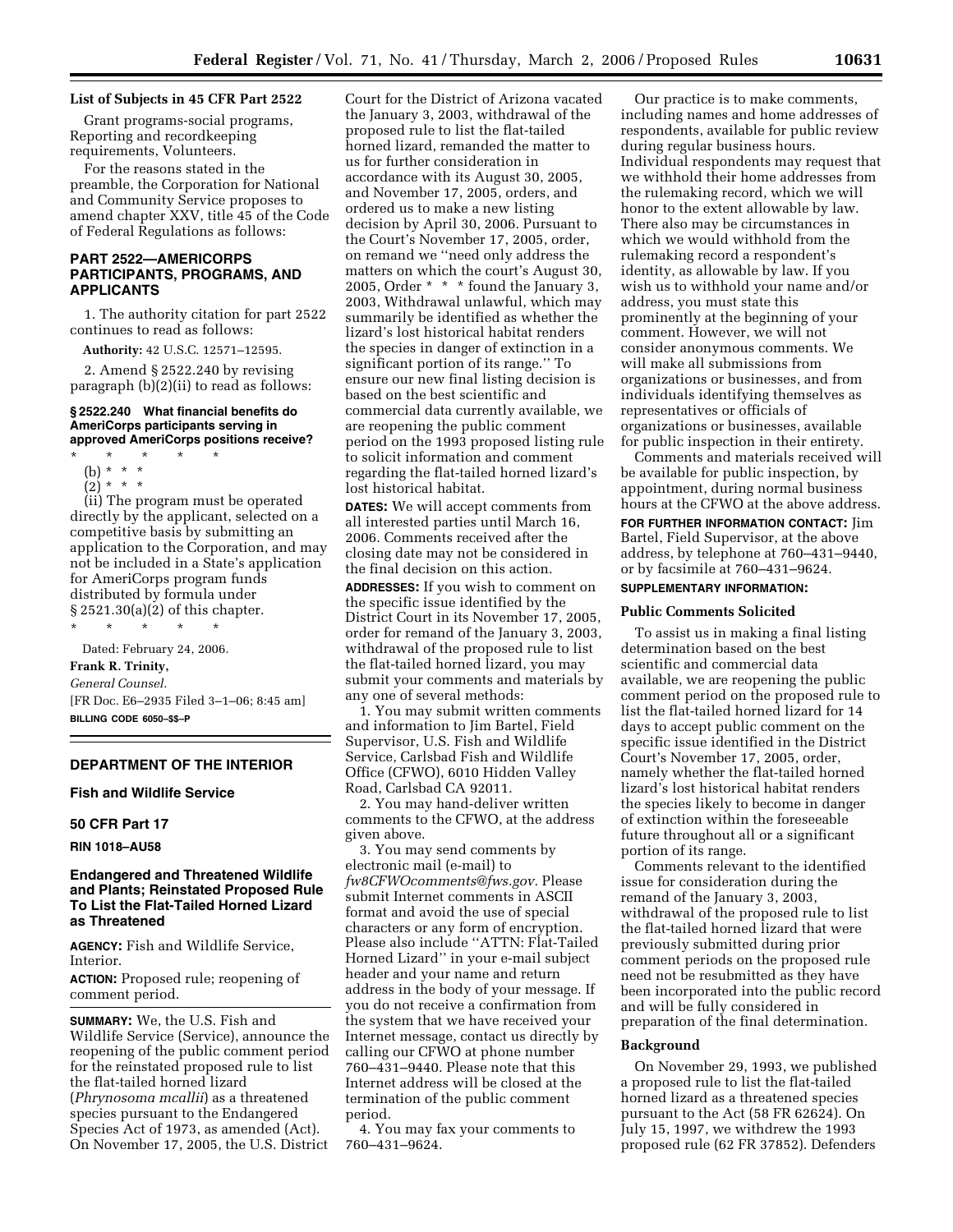**List of Subjects in 45 CFR Part 2522**

Grant programs-social programs, Reporting and recordkeeping requirements, Volunteers.

For the reasons stated in the preamble, the Corporation for National and Community Service proposes to amend chapter XXV, title 45 of the Code of Federal Regulations as follows:

## PART 2522—AMERICORPS PARTICIPANTS, PROGRAMS, AND APPLICANTS

1. The authority citation for part 2522 continues to read as follows:

**Authority:** 42 U.S.C. 12571–12595.

2. Amend § 2522.240 by revising paragraph (b)(2)(ii) to read as follows:

**§ 2522.240 What financial benefits do AmeriCorps participants serving in approved AmeriCorps positions receive?**

\* \* \* \* \*

(b) \* \* \*

(2) \* \* \*

(ii) The program must be operated directly by the applicant, selected on a competitive basis by submitting an application to the Corporation, and may not be included in a State's application for AmeriCorps program funds distributed by formula under § 2521.30(a)(2) of this chapter.

\* \* \* \* \*

Dated: February 24, 2006.

**Frank R. Trinity,**

*General Counsel.*

[FR Doc. E6–2935 Filed 3–1–06; 8:45 am]

**BILLING CODE 6050–$$–P**

---

## DEPARTMENT OF THE INTERIOR

### Fish and Wildlife Service

### 50 CFR Part 17

### RIN 1018–AU58

### Endangered and Threatened Wildlife and Plants; Reinstated Proposed Rule To List the Flat-Tailed Horned Lizard as Threatened

**AGENCY:** Fish and Wildlife Service, Interior.

**ACTION:** Proposed rule; reopening of comment period.

**SUMMARY:** We, the U.S. Fish and Wildlife Service (Service), announce the reopening of the public comment period for the reinstated proposed rule to list the flat-tailed horned lizard (*Phrynosoma mcallii*) as a threatened species pursuant to the Endangered Species Act of 1973, as amended (Act). On November 17, 2005, the U.S. District Court for the District of Arizona vacated the January 3, 2003, withdrawal of the proposed rule to list the flat-tailed horned lizard, remanded the matter to us for further consideration in accordance with its August 30, 2005, and November 17, 2005, orders, and ordered us to make a new listing decision by April 30, 2006. Pursuant to the Court's November 17, 2005, order, on remand we ''need only address the matters on which the court's August 30, 2005, Order \* \* \* found the January 3, 2003, Withdrawal unlawful, which may summarily be identified as whether the lizard's lost historical habitat renders the species in danger of extinction in a significant portion of its range.'' To ensure our new final listing decision is based on the best scientific and commercial data currently available, we are reopening the public comment period on the 1993 proposed listing rule to solicit information and comment regarding the flat-tailed horned lizard's lost historical habitat.

**DATES:** We will accept comments from all interested parties until March 16, 2006. Comments received after the closing date may not be considered in the final decision on this action.

**ADDRESSES:** If you wish to comment on the specific issue identified by the District Court in its November 17, 2005, order for remand of the January 3, 2003, withdrawal of the proposed rule to list the flat-tailed horned lizard, you may submit your comments and materials by any one of several methods:

1. You may submit written comments and information to Jim Bartel, Field Supervisor, U.S. Fish and Wildlife Service, Carlsbad Fish and Wildlife Office (CFWO), 6010 Hidden Valley Road, Carlsbad CA 92011.

2. You may hand-deliver written comments to the CFWO, at the address given above.

3. You may send comments by electronic mail (e-mail) to *fw8CFWOcomments@fws.gov.* Please submit Internet comments in ASCII format and avoid the use of special characters or any form of encryption. Please also include ''ATTN: Flat-Tailed Horned Lizard'' in your e-mail subject header and your name and return address in the body of your message. If you do not receive a confirmation from the system that we have received your Internet message, contact us directly by calling our CFWO at phone number 760–431–9440. Please note that this Internet address will be closed at the termination of the public comment period.

4. You may fax your comments to 760–431–9624.

Our practice is to make comments, including names and home addresses of respondents, available for public review during regular business hours. Individual respondents may request that we withhold their home addresses from the rulemaking record, which we will honor to the extent allowable by law. There also may be circumstances in which we would withhold from the rulemaking record a respondent's identity, as allowable by law. If you wish us to withhold your name and/or address, you must state this prominently at the beginning of your comment. However, we will not consider anonymous comments. We will make all submissions from organizations or businesses, and from individuals identifying themselves as representatives or officials of organizations or businesses, available for public inspection in their entirety.

Comments and materials received will be available for public inspection, by appointment, during normal business hours at the CFWO at the above address.

**FOR FURTHER INFORMATION CONTACT:** Jim Bartel, Field Supervisor, at the above address, by telephone at 760–431–9440, or by facsimile at 760–431–9624.

**SUPPLEMENTARY INFORMATION:**

#### Public Comments Solicited

To assist us in making a final listing determination based on the best scientific and commercial data available, we are reopening the public comment period on the proposed rule to list the flat-tailed horned lizard for 14 days to accept public comment on the specific issue identified in the District Court's November 17, 2005, order, namely whether the flat-tailed horned lizard's lost historical habitat renders the species likely to become in danger of extinction within the foreseeable future throughout all or a significant portion of its range.

Comments relevant to the identified issue for consideration during the remand of the January 3, 2003, withdrawal of the proposed rule to list the flat-tailed horned lizard that were previously submitted during prior comment periods on the proposed rule need not be resubmitted as they have been incorporated into the public record and will be fully considered in preparation of the final determination.

#### Background

On November 29, 1993, we published a proposed rule to list the flat-tailed horned lizard as a threatened species pursuant to the Act (58 FR 62624). On July 15, 1997, we withdrew the 1993 proposed rule (62 FR 37852). Defenders